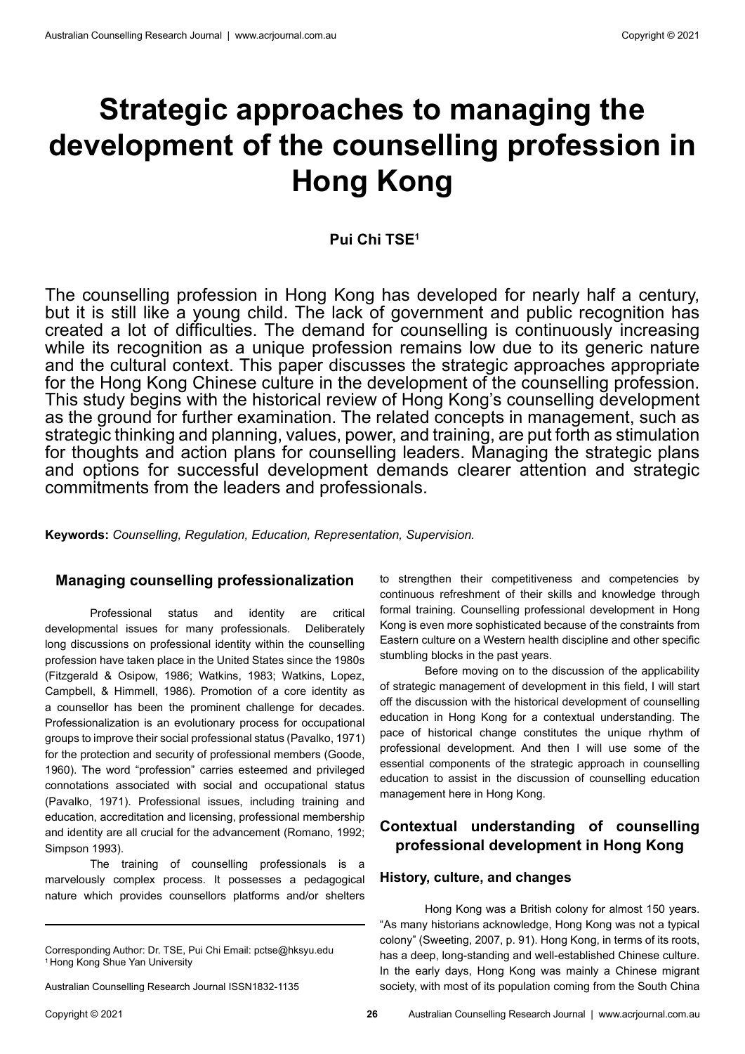# Strategic approaches to managing the development of the counselling profession in Hong Kong

**Pui Chi TSE[1]**

The counselling profession in Hong Kong has developed for nearly half a century, but it is still like a young child. The lack of government and public recognition has created a lot of difficulties. The demand for counselling is continuously increasing while its recognition as a unique profession remains low due to its generic nature and the cultural context. This paper discusses the strategic approaches appropriate for the Hong Kong Chinese culture in the development of the counselling profession. This study begins with the historical review of Hong Kong's counselling development as the ground for further examination. The related concepts in management, such as strategic thinking and planning, values, power, and training, are put forth as stimulation for thoughts and action plans for counselling leaders. Managing the strategic plans and options for successful development demands clearer attention and strategic commitments from the leaders and professionals.

**Keywords:** *Counselling, Regulation, Education, Representation, Supervision.*

## Managing counselling professionalization

Professional status and identity are critical developmental issues for many professionals. Deliberately long discussions on professional identity within the counselling profession have taken place in the United States since the 1980s (Fitzgerald & Osipow, 1986; Watkins, 1983; Watkins, Lopez, Campbell, & Himmell, 1986). Promotion of a core identity as a counsellor has been the prominent challenge for decades. Professionalization is an evolutionary process for occupational groups to improve their social professional status (Pavalko, 1971) for the protection and security of professional members (Goode, 1960). The word "profession" carries esteemed and privileged connotations associated with social and occupational status (Pavalko, 1971). Professional issues, including training and education, accreditation and licensing, professional membership and identity are all crucial for the advancement (Romano, 1992; Simpson 1993).

The training of counselling professionals is a marvelously complex process. It possesses a pedagogical nature which provides counsellors platforms and/or shelters to strengthen their competitiveness and competencies by continuous refreshment of their skills and knowledge through formal training. Counselling professional development in Hong Kong is even more sophisticated because of the constraints from Eastern culture on a Western health discipline and other specific stumbling blocks in the past years.

Before moving on to the discussion of the applicability of strategic management of development in this field, I will start off the discussion with the historical development of counselling education in Hong Kong for a contextual understanding. The pace of historical change constitutes the unique rhythm of professional development. And then I will use some of the essential components of the strategic approach in counselling education to assist in the discussion of counselling education management here in Hong Kong.

## Contextual understanding of counselling professional development in Hong Kong

### History, culture, and changes

Hong Kong was a British colony for almost 150 years. "As many historians acknowledge, Hong Kong was not a typical colony" (Sweeting, 2007, p. 91). Hong Kong, in terms of its roots, has a deep, long-standing and well-established Chinese culture. In the early days, Hong Kong was mainly a Chinese migrant society, with most of its population coming from the South China

---

Corresponding Author: Dr. TSE, Pui Chi Email: pctse@hksyu.edu
[1] Hong Kong Shue Yan University

Australian Counselling Research Journal ISSN1832-1135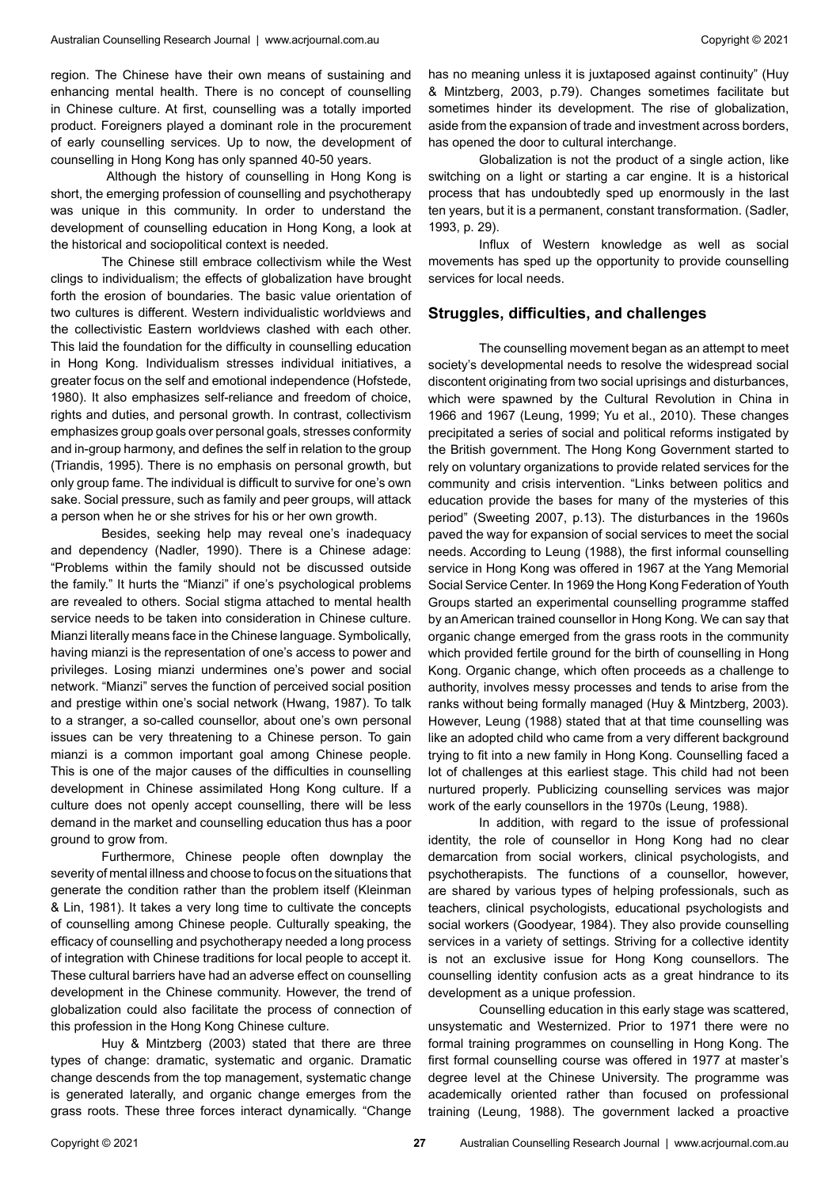region. The Chinese have their own means of sustaining and enhancing mental health. There is no concept of counselling in Chinese culture. At first, counselling was a totally imported product. Foreigners played a dominant role in the procurement of early counselling services. Up to now, the development of counselling in Hong Kong has only spanned 40-50 years.

Although the history of counselling in Hong Kong is short, the emerging profession of counselling and psychotherapy was unique in this community. In order to understand the development of counselling education in Hong Kong, a look at the historical and sociopolitical context is needed.

The Chinese still embrace collectivism while the West clings to individualism; the effects of globalization have brought forth the erosion of boundaries. The basic value orientation of two cultures is different. Western individualistic worldviews and the collectivistic Eastern worldviews clashed with each other. This laid the foundation for the difficulty in counselling education in Hong Kong. Individualism stresses individual initiatives, a greater focus on the self and emotional independence (Hofstede, 1980). It also emphasizes self-reliance and freedom of choice, rights and duties, and personal growth. In contrast, collectivism emphasizes group goals over personal goals, stresses conformity and in-group harmony, and defines the self in relation to the group (Triandis, 1995). There is no emphasis on personal growth, but only group fame. The individual is difficult to survive for one's own sake. Social pressure, such as family and peer groups, will attack a person when he or she strives for his or her own growth.

Besides, seeking help may reveal one's inadequacy and dependency (Nadler, 1990). There is a Chinese adage: "Problems within the family should not be discussed outside the family." It hurts the "Mianzi" if one's psychological problems are revealed to others. Social stigma attached to mental health service needs to be taken into consideration in Chinese culture. Mianzi literally means face in the Chinese language. Symbolically, having mianzi is the representation of one's access to power and privileges. Losing mianzi undermines one's power and social network. "Mianzi" serves the function of perceived social position and prestige within one's social network (Hwang, 1987). To talk to a stranger, a so-called counsellor, about one's own personal issues can be very threatening to a Chinese person. To gain mianzi is a common important goal among Chinese people. This is one of the major causes of the difficulties in counselling development in Chinese assimilated Hong Kong culture. If a culture does not openly accept counselling, there will be less demand in the market and counselling education thus has a poor ground to grow from.

Furthermore, Chinese people often downplay the severity of mental illness and choose to focus on the situations that generate the condition rather than the problem itself (Kleinman & Lin, 1981). It takes a very long time to cultivate the concepts of counselling among Chinese people. Culturally speaking, the efficacy of counselling and psychotherapy needed a long process of integration with Chinese traditions for local people to accept it. These cultural barriers have had an adverse effect on counselling development in the Chinese community. However, the trend of globalization could also facilitate the process of connection of this profession in the Hong Kong Chinese culture.

Huy & Mintzberg (2003) stated that there are three types of change: dramatic, systematic and organic. Dramatic change descends from the top management, systematic change is generated laterally, and organic change emerges from the grass roots. These three forces interact dynamically. "Change has no meaning unless it is juxtaposed against continuity" (Huy & Mintzberg, 2003, p.79). Changes sometimes facilitate but sometimes hinder its development. The rise of globalization, aside from the expansion of trade and investment across borders, has opened the door to cultural interchange.

Globalization is not the product of a single action, like switching on a light or starting a car engine. It is a historical process that has undoubtedly sped up enormously in the last ten years, but it is a permanent, constant transformation. (Sadler, 1993, p. 29).

Influx of Western knowledge as well as social movements has sped up the opportunity to provide counselling services for local needs.

## Struggles, difficulties, and challenges

The counselling movement began as an attempt to meet society's developmental needs to resolve the widespread social discontent originating from two social uprisings and disturbances, which were spawned by the Cultural Revolution in China in 1966 and 1967 (Leung, 1999; Yu et al., 2010). These changes precipitated a series of social and political reforms instigated by the British government. The Hong Kong Government started to rely on voluntary organizations to provide related services for the community and crisis intervention. "Links between politics and education provide the bases for many of the mysteries of this period" (Sweeting 2007, p.13). The disturbances in the 1960s paved the way for expansion of social services to meet the social needs. According to Leung (1988), the first informal counselling service in Hong Kong was offered in 1967 at the Yang Memorial Social Service Center. In 1969 the Hong Kong Federation of Youth Groups started an experimental counselling programme staffed by an American trained counsellor in Hong Kong. We can say that organic change emerged from the grass roots in the community which provided fertile ground for the birth of counselling in Hong Kong. Organic change, which often proceeds as a challenge to authority, involves messy processes and tends to arise from the ranks without being formally managed (Huy & Mintzberg, 2003). However, Leung (1988) stated that at that time counselling was like an adopted child who came from a very different background trying to fit into a new family in Hong Kong. Counselling faced a lot of challenges at this earliest stage. This child had not been nurtured properly. Publicizing counselling services was major work of the early counsellors in the 1970s (Leung, 1988).

In addition, with regard to the issue of professional identity, the role of counsellor in Hong Kong had no clear demarcation from social workers, clinical psychologists, and psychotherapists. The functions of a counsellor, however, are shared by various types of helping professionals, such as teachers, clinical psychologists, educational psychologists and social workers (Goodyear, 1984). They also provide counselling services in a variety of settings. Striving for a collective identity is not an exclusive issue for Hong Kong counsellors. The counselling identity confusion acts as a great hindrance to its development as a unique profession.

Counselling education in this early stage was scattered, unsystematic and Westernized. Prior to 1971 there were no formal training programmes on counselling in Hong Kong. The first formal counselling course was offered in 1977 at master's degree level at the Chinese University. The programme was academically oriented rather than focused on professional training (Leung, 1988). The government lacked a proactive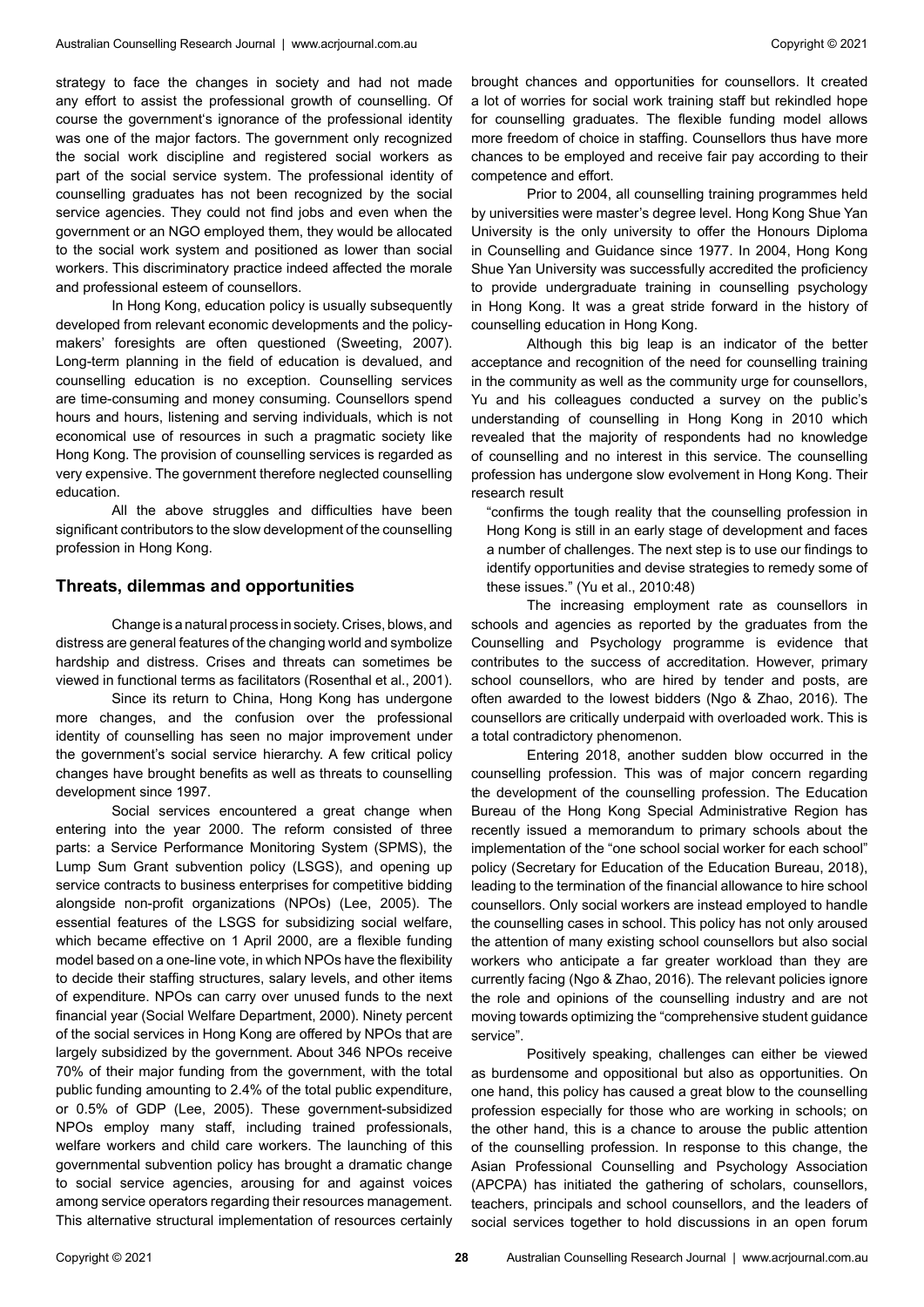strategy to face the changes in society and had not made any effort to assist the professional growth of counselling. Of course the government's ignorance of the professional identity was one of the major factors. The government only recognized the social work discipline and registered social workers as part of the social service system. The professional identity of counselling graduates has not been recognized by the social service agencies. They could not find jobs and even when the government or an NGO employed them, they would be allocated to the social work system and positioned as lower than social workers. This discriminatory practice indeed affected the morale and professional esteem of counsellors.

In Hong Kong, education policy is usually subsequently developed from relevant economic developments and the policy-makers' foresights are often questioned (Sweeting, 2007). Long-term planning in the field of education is devalued, and counselling education is no exception. Counselling services are time-consuming and money consuming. Counsellors spend hours and hours, listening and serving individuals, which is not economical use of resources in such a pragmatic society like Hong Kong. The provision of counselling services is regarded as very expensive. The government therefore neglected counselling education.

All the above struggles and difficulties have been significant contributors to the slow development of the counselling profession in Hong Kong.

## Threats, dilemmas and opportunities

Change is a natural process in society. Crises, blows, and distress are general features of the changing world and symbolize hardship and distress. Crises and threats can sometimes be viewed in functional terms as facilitators (Rosenthal et al., 2001).

Since its return to China, Hong Kong has undergone more changes, and the confusion over the professional identity of counselling has seen no major improvement under the government's social service hierarchy. A few critical policy changes have brought benefits as well as threats to counselling development since 1997.

Social services encountered a great change when entering into the year 2000. The reform consisted of three parts: a Service Performance Monitoring System (SPMS), the Lump Sum Grant subvention policy (LSGS), and opening up service contracts to business enterprises for competitive bidding alongside non-profit organizations (NPOs) (Lee, 2005). The essential features of the LSGS for subsidizing social welfare, which became effective on 1 April 2000, are a flexible funding model based on a one-line vote, in which NPOs have the flexibility to decide their staffing structures, salary levels, and other items of expenditure. NPOs can carry over unused funds to the next financial year (Social Welfare Department, 2000). Ninety percent of the social services in Hong Kong are offered by NPOs that are largely subsidized by the government. About 346 NPOs receive 70% of their major funding from the government, with the total public funding amounting to 2.4% of the total public expenditure, or 0.5% of GDP (Lee, 2005). These government-subsidized NPOs employ many staff, including trained professionals, welfare workers and child care workers. The launching of this governmental subvention policy has brought a dramatic change to social service agencies, arousing for and against voices among service operators regarding their resources management. This alternative structural implementation of resources certainly brought chances and opportunities for counsellors. It created a lot of worries for social work training staff but rekindled hope for counselling graduates. The flexible funding model allows more freedom of choice in staffing. Counsellors thus have more chances to be employed and receive fair pay according to their competence and effort.

Prior to 2004, all counselling training programmes held by universities were master's degree level. Hong Kong Shue Yan University is the only university to offer the Honours Diploma in Counselling and Guidance since 1977. In 2004, Hong Kong Shue Yan University was successfully accredited the proficiency to provide undergraduate training in counselling psychology in Hong Kong. It was a great stride forward in the history of counselling education in Hong Kong.

Although this big leap is an indicator of the better acceptance and recognition of the need for counselling training in the community as well as the community urge for counsellors, Yu and his colleagues conducted a survey on the public's understanding of counselling in Hong Kong in 2010 which revealed that the majority of respondents had no knowledge of counselling and no interest in this service. The counselling profession has undergone slow evolvement in Hong Kong. Their research result

> "confirms the tough reality that the counselling profession in Hong Kong is still in an early stage of development and faces a number of challenges. The next step is to use our findings to identify opportunities and devise strategies to remedy some of these issues." (Yu et al., 2010:48)

The increasing employment rate as counsellors in schools and agencies as reported by the graduates from the Counselling and Psychology programme is evidence that contributes to the success of accreditation. However, primary school counsellors, who are hired by tender and posts, are often awarded to the lowest bidders (Ngo & Zhao, 2016). The counsellors are critically underpaid with overloaded work. This is a total contradictory phenomenon.

Entering 2018, another sudden blow occurred in the counselling profession. This was of major concern regarding the development of the counselling profession. The Education Bureau of the Hong Kong Special Administrative Region has recently issued a memorandum to primary schools about the implementation of the "one school social worker for each school" policy (Secretary for Education of the Education Bureau, 2018), leading to the termination of the financial allowance to hire school counsellors. Only social workers are instead employed to handle the counselling cases in school. This policy has not only aroused the attention of many existing school counsellors but also social workers who anticipate a far greater workload than they are currently facing (Ngo & Zhao, 2016). The relevant policies ignore the role and opinions of the counselling industry and are not moving towards optimizing the "comprehensive student guidance service".

Positively speaking, challenges can either be viewed as burdensome and oppositional but also as opportunities. On one hand, this policy has caused a great blow to the counselling profession especially for those who are working in schools; on the other hand, this is a chance to arouse the public attention of the counselling profession. In response to this change, the Asian Professional Counselling and Psychology Association (APCPA) has initiated the gathering of scholars, counsellors, teachers, principals and school counsellors, and the leaders of social services together to hold discussions in an open forum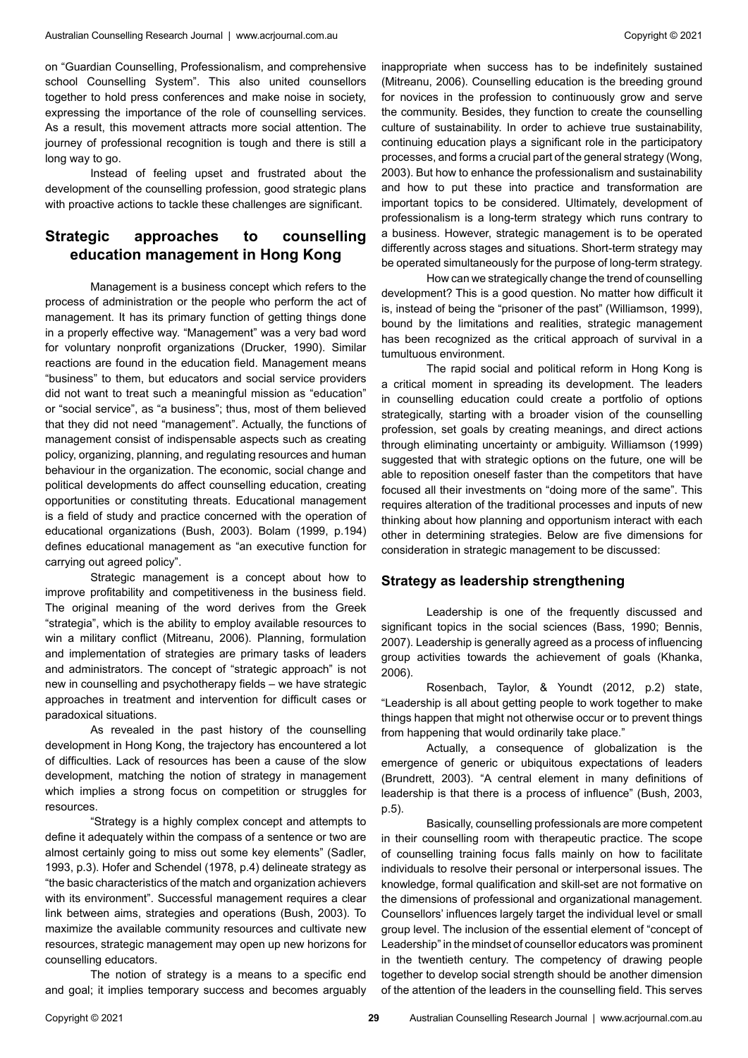on "Guardian Counselling, Professionalism, and comprehensive school Counselling System". This also united counsellors together to hold press conferences and make noise in society, expressing the importance of the role of counselling services. As a result, this movement attracts more social attention. The journey of professional recognition is tough and there is still a long way to go.

Instead of feeling upset and frustrated about the development of the counselling profession, good strategic plans with proactive actions to tackle these challenges are significant.

## Strategic approaches to counselling education management in Hong Kong

Management is a business concept which refers to the process of administration or the people who perform the act of management. It has its primary function of getting things done in a properly effective way. "Management" was a very bad word for voluntary nonprofit organizations (Drucker, 1990). Similar reactions are found in the education field. Management means "business" to them, but educators and social service providers did not want to treat such a meaningful mission as "education" or "social service", as "a business"; thus, most of them believed that they did not need "management". Actually, the functions of management consist of indispensable aspects such as creating policy, organizing, planning, and regulating resources and human behaviour in the organization. The economic, social change and political developments do affect counselling education, creating opportunities or constituting threats. Educational management is a field of study and practice concerned with the operation of educational organizations (Bush, 2003). Bolam (1999, p.194) defines educational management as "an executive function for carrying out agreed policy".

Strategic management is a concept about how to improve profitability and competitiveness in the business field. The original meaning of the word derives from the Greek "strategia", which is the ability to employ available resources to win a military conflict (Mitreanu, 2006). Planning, formulation and implementation of strategies are primary tasks of leaders and administrators. The concept of "strategic approach" is not new in counselling and psychotherapy fields – we have strategic approaches in treatment and intervention for difficult cases or paradoxical situations.

As revealed in the past history of the counselling development in Hong Kong, the trajectory has encountered a lot of difficulties. Lack of resources has been a cause of the slow development, matching the notion of strategy in management which implies a strong focus on competition or struggles for resources.

"Strategy is a highly complex concept and attempts to define it adequately within the compass of a sentence or two are almost certainly going to miss out some key elements" (Sadler, 1993, p.3). Hofer and Schendel (1978, p.4) delineate strategy as "the basic characteristics of the match and organization achievers with its environment". Successful management requires a clear link between aims, strategies and operations (Bush, 2003). To maximize the available community resources and cultivate new resources, strategic management may open up new horizons for counselling educators.

The notion of strategy is a means to a specific end and goal; it implies temporary success and becomes arguably inappropriate when success has to be indefinitely sustained (Mitreanu, 2006). Counselling education is the breeding ground for novices in the profession to continuously grow and serve the community. Besides, they function to create the counselling culture of sustainability. In order to achieve true sustainability, continuing education plays a significant role in the participatory processes, and forms a crucial part of the general strategy (Wong, 2003). But how to enhance the professionalism and sustainability and how to put these into practice and transformation are important topics to be considered. Ultimately, development of professionalism is a long-term strategy which runs contrary to a business. However, strategic management is to be operated differently across stages and situations. Short-term strategy may be operated simultaneously for the purpose of long-term strategy.

How can we strategically change the trend of counselling development? This is a good question. No matter how difficult it is, instead of being the "prisoner of the past" (Williamson, 1999), bound by the limitations and realities, strategic management has been recognized as the critical approach of survival in a tumultuous environment.

The rapid social and political reform in Hong Kong is a critical moment in spreading its development. The leaders in counselling education could create a portfolio of options strategically, starting with a broader vision of the counselling profession, set goals by creating meanings, and direct actions through eliminating uncertainty or ambiguity. Williamson (1999) suggested that with strategic options on the future, one will be able to reposition oneself faster than the competitors that have focused all their investments on "doing more of the same". This requires alteration of the traditional processes and inputs of new thinking about how planning and opportunism interact with each other in determining strategies. Below are five dimensions for consideration in strategic management to be discussed:

### Strategy as leadership strengthening

Leadership is one of the frequently discussed and significant topics in the social sciences (Bass, 1990; Bennis, 2007). Leadership is generally agreed as a process of influencing group activities towards the achievement of goals (Khanka, 2006).

Rosenbach, Taylor, & Youndt (2012, p.2) state, "Leadership is all about getting people to work together to make things happen that might not otherwise occur or to prevent things from happening that would ordinarily take place."

Actually, a consequence of globalization is the emergence of generic or ubiquitous expectations of leaders (Brundrett, 2003). "A central element in many definitions of leadership is that there is a process of influence" (Bush, 2003, p.5).

Basically, counselling professionals are more competent in their counselling room with therapeutic practice. The scope of counselling training focus falls mainly on how to facilitate individuals to resolve their personal or interpersonal issues. The knowledge, formal qualification and skill-set are not formative on the dimensions of professional and organizational management. Counsellors' influences largely target the individual level or small group level. The inclusion of the essential element of "concept of Leadership" in the mindset of counsellor educators was prominent in the twentieth century. The competency of drawing people together to develop social strength should be another dimension of the attention of the leaders in the counselling field. This serves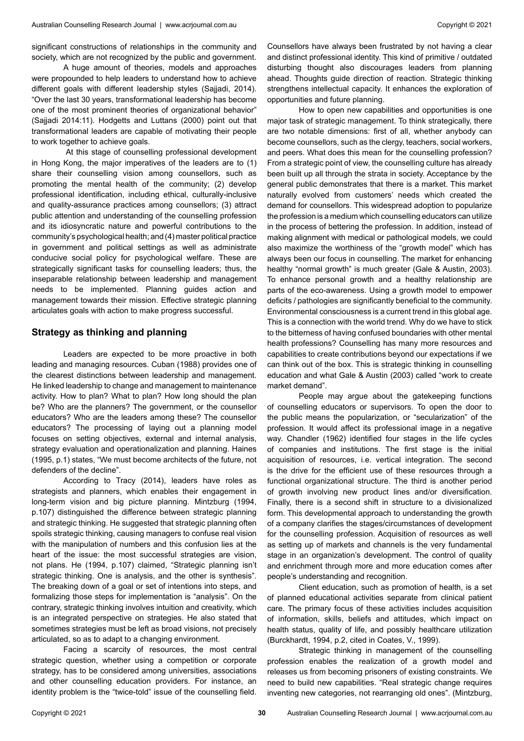significant constructions of relationships in the community and society, which are not recognized by the public and government.

A huge amount of theories, models and approaches were propounded to help leaders to understand how to achieve different goals with different leadership styles (Sajjadi, 2014). "Over the last 30 years, transformational leadership has become one of the most prominent theories of organizational behavior" (Sajjadi 2014:11). Hodgetts and Luttans (2000) point out that transformational leaders are capable of motivating their people to work together to achieve goals.

At this stage of counselling professional development in Hong Kong, the major imperatives of the leaders are to (1) share their counselling vision among counsellors, such as promoting the mental health of the community; (2) develop professional identification, including ethical, culturally-inclusive and quality-assurance practices among counsellors; (3) attract public attention and understanding of the counselling profession and its idiosyncratic nature and powerful contributions to the community's psychological health; and (4) master political practice in government and political settings as well as administrate conducive social policy for psychological welfare. These are strategically significant tasks for counselling leaders; thus, the inseparable relationship between leadership and management needs to be implemented. Planning guides action and management towards their mission. Effective strategic planning articulates goals with action to make progress successful.

## Strategy as thinking and planning

Leaders are expected to be more proactive in both leading and managing resources. Cuban (1988) provides one of the clearest distinctions between leadership and management. He linked leadership to change and management to maintenance activity. How to plan? What to plan? How long should the plan be? Who are the planners? The government, or the counsellor educators? Who are the leaders among these? The counsellor educators? The processing of laying out a planning model focuses on setting objectives, external and internal analysis, strategy evaluation and operationalization and planning. Haines (1995, p.1) states, "We must become architects of the future, not defenders of the decline".

According to Tracy (2014), leaders have roles as strategists and planners, which enables their engagement in long-term vision and big picture planning. Mintzburg (1994, p.107) distinguished the difference between strategic planning and strategic thinking. He suggested that strategic planning often spoils strategic thinking, causing managers to confuse real vision with the manipulation of numbers and this confusion lies at the heart of the issue: the most successful strategies are vision, not plans. He (1994, p.107) claimed, "Strategic planning isn't strategic thinking. One is analysis, and the other is synthesis". The breaking down of a goal or set of intentions into steps, and formalizing those steps for implementation is "analysis". On the contrary, strategic thinking involves intuition and creativity, which is an integrated perspective on strategies. He also stated that sometimes strategies must be left as broad visions, not precisely articulated, so as to adapt to a changing environment.

Facing a scarcity of resources, the most central strategic question, whether using a competition or corporate strategy, has to be considered among universities, associations and other counselling education providers. For instance, an identity problem is the "twice-told" issue of the counselling field. Counsellors have always been frustrated by not having a clear and distinct professional identity. This kind of primitive / outdated disturbing thought also discourages leaders from planning ahead. Thoughts guide direction of reaction. Strategic thinking strengthens intellectual capacity. It enhances the exploration of opportunities and future planning.

How to open new capabilities and opportunities is one major task of strategic management. To think strategically, there are two notable dimensions: first of all, whether anybody can become counsellors, such as the clergy, teachers, social workers, and peers. What does this mean for the counselling profession? From a strategic point of view, the counselling culture has already been built up all through the strata in society. Acceptance by the general public demonstrates that there is a market. This market naturally evolved from customers' needs which created the demand for counsellors. This widespread adoption to popularize the profession is a medium which counselling educators can utilize in the process of bettering the profession. In addition, instead of making alignment with medical or pathological models, we could also maximize the worthiness of the "growth model" which has always been our focus in counselling. The market for enhancing healthy "normal growth" is much greater (Gale & Austin, 2003). To enhance personal growth and a healthy relationship are parts of the eco-awareness. Using a growth model to empower deficits / pathologies are significantly beneficial to the community. Environmental consciousness is a current trend in this global age. This is a connection with the world trend. Why do we have to stick to the bitterness of having confused boundaries with other mental health professions? Counselling has many more resources and capabilities to create contributions beyond our expectations if we can think out of the box. This is strategic thinking in counselling education and what Gale & Austin (2003) called "work to create market demand".

People may argue about the gatekeeping functions of counselling educators or supervisors. To open the door to the public means the popularization, or "secularization" of the profession. It would affect its professional image in a negative way. Chandler (1962) identified four stages in the life cycles of companies and institutions. The first stage is the initial acquisition of resources, i.e. vertical integration. The second is the drive for the efficient use of these resources through a functional organizational structure. The third is another period of growth involving new product lines and/or diversification. Finally, there is a second shift in structure to a divisionalized form. This developmental approach to understanding the growth of a company clarifies the stages/circumstances of development for the counselling profession. Acquisition of resources as well as setting up of markets and channels is the very fundamental stage in an organization's development. The control of quality and enrichment through more and more education comes after people's understanding and recognition.

Client education, such as promotion of health, is a set of planned educational activities separate from clinical patient care. The primary focus of these activities includes acquisition of information, skills, beliefs and attitudes, which impact on health status, quality of life, and possibly healthcare utilization (Burckhardt, 1994, p.2, cited in Coates, V., 1999).

Strategic thinking in management of the counselling profession enables the realization of a growth model and releases us from becoming prisoners of existing constraints. We need to build new capabilities. "Real strategic change requires inventing new categories, not rearranging old ones". (Mintzburg,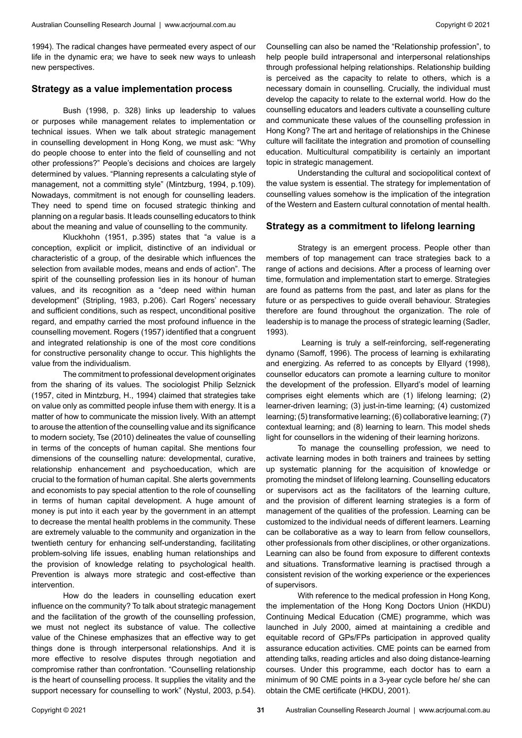1994). The radical changes have permeated every aspect of our life in the dynamic era; we have to seek new ways to unleash new perspectives.

## Strategy as a value implementation process

Bush (1998, p. 328) links up leadership to values or purposes while management relates to implementation or technical issues. When we talk about strategic management in counselling development in Hong Kong, we must ask: "Why do people choose to enter into the field of counselling and not other professions?" People's decisions and choices are largely determined by values. "Planning represents a calculating style of management, not a committing style" (Mintzburg, 1994, p.109). Nowadays, commitment is not enough for counselling leaders. They need to spend time on focused strategic thinking and planning on a regular basis. It leads counselling educators to think about the meaning and value of counselling to the community.

Kluckhohn (1951, p.395) states that "a value is a conception, explicit or implicit, distinctive of an individual or characteristic of a group, of the desirable which influences the selection from available modes, means and ends of action". The spirit of the counselling profession lies in its honour of human values, and its recognition as a "deep need within human development" (Stripling, 1983, p.206). Carl Rogers' necessary and sufficient conditions, such as respect, unconditional positive regard, and empathy carried the most profound influence in the counselling movement. Rogers (1957) identified that a congruent and integrated relationship is one of the most core conditions for constructive personality change to occur. This highlights the value from the individualism.

The commitment to professional development originates from the sharing of its values. The sociologist Philip Selznick (1957, cited in Mintzburg, H., 1994) claimed that strategies take on value only as committed people infuse them with energy. It is a matter of how to communicate the mission lively. With an attempt to arouse the attention of the counselling value and its significance to modern society, Tse (2010) delineates the value of counselling in terms of the concepts of human capital. She mentions four dimensions of the counselling nature: developmental, curative, relationship enhancement and psychoeducation, which are crucial to the formation of human capital. She alerts governments and economists to pay special attention to the role of counselling in terms of human capital development. A huge amount of money is put into it each year by the government in an attempt to decrease the mental health problems in the community. These are extremely valuable to the community and organization in the twentieth century for enhancing self-understanding, facilitating problem-solving life issues, enabling human relationships and the provision of knowledge relating to psychological health. Prevention is always more strategic and cost-effective than intervention.

How do the leaders in counselling education exert influence on the community? To talk about strategic management and the facilitation of the growth of the counselling profession, we must not neglect its substance of value. The collective value of the Chinese emphasizes that an effective way to get things done is through interpersonal relationships. And it is more effective to resolve disputes through negotiation and compromise rather than confrontation. "Counselling relationship is the heart of counselling process. It supplies the vitality and the support necessary for counselling to work" (Nystul, 2003, p.54). Counselling can also be named the "Relationship profession", to help people build intrapersonal and interpersonal relationships through professional helping relationships. Relationship building is perceived as the capacity to relate to others, which is a necessary domain in counselling. Crucially, the individual must develop the capacity to relate to the external world. How do the counselling educators and leaders cultivate a counselling culture and communicate these values of the counselling profession in Hong Kong? The art and heritage of relationships in the Chinese culture will facilitate the integration and promotion of counselling education. Multicultural compatibility is certainly an important topic in strategic management.

Understanding the cultural and sociopolitical context of the value system is essential. The strategy for implementation of counselling values somehow is the implication of the integration of the Western and Eastern cultural connotation of mental health.

## Strategy as a commitment to lifelong learning

Strategy is an emergent process. People other than members of top management can trace strategies back to a range of actions and decisions. After a process of learning over time, formulation and implementation start to emerge. Strategies are found as patterns from the past, and later as plans for the future or as perspectives to guide overall behaviour. Strategies therefore are found throughout the organization. The role of leadership is to manage the process of strategic learning (Sadler, 1993).

Learning is truly a self-reinforcing, self-regenerating dynamo (Samoff, 1996). The process of learning is exhilarating and energizing. As referred to as concepts by Ellyard (1998), counsellor educators can promote a learning culture to monitor the development of the profession. Ellyard's model of learning comprises eight elements which are (1) lifelong learning; (2) learner-driven learning; (3) just-in-time learning; (4) customized learning; (5) transformative learning; (6) collaborative learning; (7) contextual learning; and (8) learning to learn. This model sheds light for counsellors in the widening of their learning horizons.

To manage the counselling profession, we need to activate learning modes in both trainers and trainees by setting up systematic planning for the acquisition of knowledge or promoting the mindset of lifelong learning. Counselling educators or supervisors act as the facilitators of the learning culture, and the provision of different learning strategies is a form of management of the qualities of the profession. Learning can be customized to the individual needs of different learners. Learning can be collaborative as a way to learn from fellow counsellors, other professionals from other disciplines, or other organizations. Learning can also be found from exposure to different contexts and situations. Transformative learning is practised through a consistent revision of the working experience or the experiences of supervisors.

With reference to the medical profession in Hong Kong, the implementation of the Hong Kong Doctors Union (HKDU) Continuing Medical Education (CME) programme, which was launched in July 2000, aimed at maintaining a credible and equitable record of GPs/FPs participation in approved quality assurance education activities. CME points can be earned from attending talks, reading articles and also doing distance-learning courses. Under this programme, each doctor has to earn a minimum of 90 CME points in a 3-year cycle before he/ she can obtain the CME certificate (HKDU, 2001).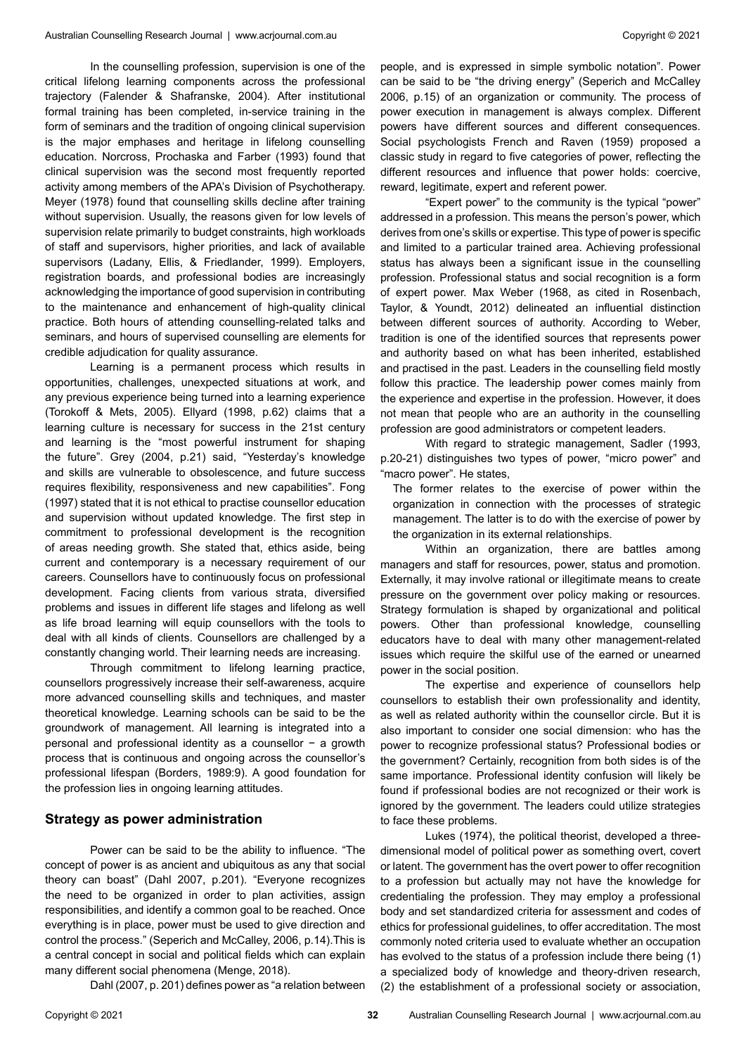In the counselling profession, supervision is one of the critical lifelong learning components across the professional trajectory (Falender & Shafranske, 2004). After institutional formal training has been completed, in-service training in the form of seminars and the tradition of ongoing clinical supervision is the major emphases and heritage in lifelong counselling education. Norcross, Prochaska and Farber (1993) found that clinical supervision was the second most frequently reported activity among members of the APA's Division of Psychotherapy. Meyer (1978) found that counselling skills decline after training without supervision. Usually, the reasons given for low levels of supervision relate primarily to budget constraints, high workloads of staff and supervisors, higher priorities, and lack of available supervisors (Ladany, Ellis, & Friedlander, 1999). Employers, registration boards, and professional bodies are increasingly acknowledging the importance of good supervision in contributing to the maintenance and enhancement of high-quality clinical practice. Both hours of attending counselling-related talks and seminars, and hours of supervised counselling are elements for credible adjudication for quality assurance.

Learning is a permanent process which results in opportunities, challenges, unexpected situations at work, and any previous experience being turned into a learning experience (Torokoff & Mets, 2005). Ellyard (1998, p.62) claims that a learning culture is necessary for success in the 21st century and learning is the "most powerful instrument for shaping the future". Grey (2004, p.21) said, "Yesterday's knowledge and skills are vulnerable to obsolescence, and future success requires flexibility, responsiveness and new capabilities". Fong (1997) stated that it is not ethical to practise counsellor education and supervision without updated knowledge. The first step in commitment to professional development is the recognition of areas needing growth. She stated that, ethics aside, being current and contemporary is a necessary requirement of our careers. Counsellors have to continuously focus on professional development. Facing clients from various strata, diversified problems and issues in different life stages and lifelong as well as life broad learning will equip counsellors with the tools to deal with all kinds of clients. Counsellors are challenged by a constantly changing world. Their learning needs are increasing.

Through commitment to lifelong learning practice, counsellors progressively increase their self-awareness, acquire more advanced counselling skills and techniques, and master theoretical knowledge. Learning schools can be said to be the groundwork of management. All learning is integrated into a personal and professional identity as a counsellor − a growth process that is continuous and ongoing across the counsellor's professional lifespan (Borders, 1989:9). A good foundation for the profession lies in ongoing learning attitudes.

## Strategy as power administration

Power can be said to be the ability to influence. "The concept of power is as ancient and ubiquitous as any that social theory can boast" (Dahl 2007, p.201). "Everyone recognizes the need to be organized in order to plan activities, assign responsibilities, and identify a common goal to be reached. Once everything is in place, power must be used to give direction and control the process." (Seperich and McCalley, 2006, p.14).This is a central concept in social and political fields which can explain many different social phenomena (Menge, 2018).

Dahl (2007, p. 201) defines power as "a relation between people, and is expressed in simple symbolic notation". Power can be said to be "the driving energy" (Seperich and McCalley 2006, p.15) of an organization or community. The process of power execution in management is always complex. Different powers have different sources and different consequences. Social psychologists French and Raven (1959) proposed a classic study in regard to five categories of power, reflecting the different resources and influence that power holds: coercive, reward, legitimate, expert and referent power.

"Expert power" to the community is the typical "power" addressed in a profession. This means the person's power, which derives from one's skills or expertise. This type of power is specific and limited to a particular trained area. Achieving professional status has always been a significant issue in the counselling profession. Professional status and social recognition is a form of expert power. Max Weber (1968, as cited in Rosenbach, Taylor, & Youndt, 2012) delineated an influential distinction between different sources of authority. According to Weber, tradition is one of the identified sources that represents power and authority based on what has been inherited, established and practised in the past. Leaders in the counselling field mostly follow this practice. The leadership power comes mainly from the experience and expertise in the profession. However, it does not mean that people who are an authority in the counselling profession are good administrators or competent leaders.

With regard to strategic management, Sadler (1993, p.20-21) distinguishes two types of power, "micro power" and "macro power". He states,

> The former relates to the exercise of power within the organization in connection with the processes of strategic management. The latter is to do with the exercise of power by the organization in its external relationships.

Within an organization, there are battles among managers and staff for resources, power, status and promotion. Externally, it may involve rational or illegitimate means to create pressure on the government over policy making or resources. Strategy formulation is shaped by organizational and political powers. Other than professional knowledge, counselling educators have to deal with many other management-related issues which require the skilful use of the earned or unearned power in the social position.

The expertise and experience of counsellors help counsellors to establish their own professionality and identity, as well as related authority within the counsellor circle. But it is also important to consider one social dimension: who has the power to recognize professional status? Professional bodies or the government? Certainly, recognition from both sides is of the same importance. Professional identity confusion will likely be found if professional bodies are not recognized or their work is ignored by the government. The leaders could utilize strategies to face these problems.

Lukes (1974), the political theorist, developed a three-dimensional model of political power as something overt, covert or latent. The government has the overt power to offer recognition to a profession but actually may not have the knowledge for credentialing the profession. They may employ a professional body and set standardized criteria for assessment and codes of ethics for professional guidelines, to offer accreditation. The most commonly noted criteria used to evaluate whether an occupation has evolved to the status of a profession include there being (1) a specialized body of knowledge and theory-driven research, (2) the establishment of a professional society or association,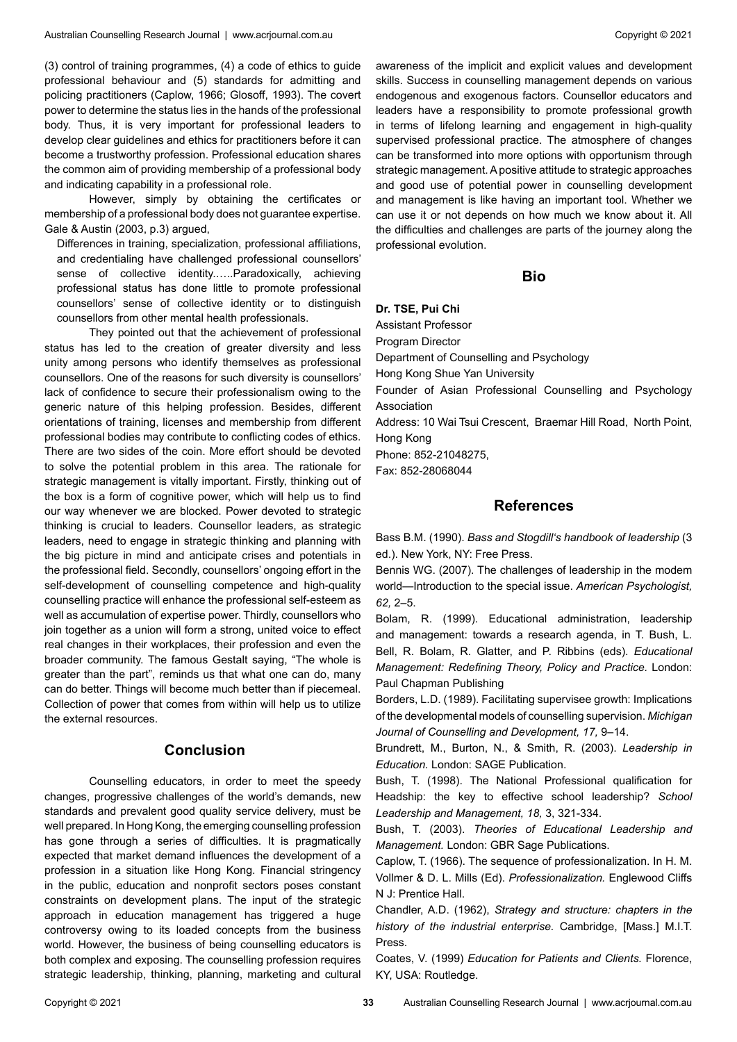(3) control of training programmes, (4) a code of ethics to guide professional behaviour and (5) standards for admitting and policing practitioners (Caplow, 1966; Glosoff, 1993). The covert power to determine the status lies in the hands of the professional body. Thus, it is very important for professional leaders to develop clear guidelines and ethics for practitioners before it can become a trustworthy profession. Professional education shares the common aim of providing membership of a professional body and indicating capability in a professional role.

However, simply by obtaining the certificates or membership of a professional body does not guarantee expertise. Gale & Austin (2003, p.3) argued,

> Differences in training, specialization, professional affiliations, and credentialing have challenged professional counsellors' sense of collective identity.…..Paradoxically, achieving professional status has done little to promote professional counsellors' sense of collective identity or to distinguish counsellors from other mental health professionals.

They pointed out that the achievement of professional status has led to the creation of greater diversity and less unity among persons who identify themselves as professional counsellors. One of the reasons for such diversity is counsellors' lack of confidence to secure their professionalism owing to the generic nature of this helping profession. Besides, different orientations of training, licenses and membership from different professional bodies may contribute to conflicting codes of ethics. There are two sides of the coin. More effort should be devoted to solve the potential problem in this area. The rationale for strategic management is vitally important. Firstly, thinking out of the box is a form of cognitive power, which will help us to find our way whenever we are blocked. Power devoted to strategic thinking is crucial to leaders. Counsellor leaders, as strategic leaders, need to engage in strategic thinking and planning with the big picture in mind and anticipate crises and potentials in the professional field. Secondly, counsellors' ongoing effort in the self-development of counselling competence and high-quality counselling practice will enhance the professional self-esteem as well as accumulation of expertise power. Thirdly, counsellors who join together as a union will form a strong, united voice to effect real changes in their workplaces, their profession and even the broader community. The famous Gestalt saying, "The whole is greater than the part", reminds us that what one can do, many can do better. Things will become much better than if piecemeal. Collection of power that comes from within will help us to utilize the external resources.

## Conclusion

Counselling educators, in order to meet the speedy changes, progressive challenges of the world's demands, new standards and prevalent good quality service delivery, must be well prepared. In Hong Kong, the emerging counselling profession has gone through a series of difficulties. It is pragmatically expected that market demand influences the development of a profession in a situation like Hong Kong. Financial stringency in the public, education and nonprofit sectors poses constant constraints on development plans. The input of the strategic approach in education management has triggered a huge controversy owing to its loaded concepts from the business world. However, the business of being counselling educators is both complex and exposing. The counselling profession requires strategic leadership, thinking, planning, marketing and cultural awareness of the implicit and explicit values and development skills. Success in counselling management depends on various endogenous and exogenous factors. Counsellor educators and leaders have a responsibility to promote professional growth in terms of lifelong learning and engagement in high-quality supervised professional practice. The atmosphere of changes can be transformed into more options with opportunism through strategic management. A positive attitude to strategic approaches and good use of potential power in counselling development and management is like having an important tool. Whether we can use it or not depends on how much we know about it. All the difficulties and challenges are parts of the journey along the professional evolution.

## Bio

**Dr. TSE, Pui Chi**
Assistant Professor
Program Director
Department of Counselling and Psychology
Hong Kong Shue Yan University
Founder of Asian Professional Counselling and Psychology Association
Address: 10 Wai Tsui Crescent, Braemar Hill Road, North Point, Hong Kong
Phone: 852-21048275,
Fax: 852-28068044

## References

Bass B.M. (1990). *Bass and Stogdill's handbook of leadership* (3 ed.). New York, NY: Free Press.

Bennis WG. (2007). The challenges of leadership in the modem world—Introduction to the special issue. *American Psychologist, 62,* 2–5.

Bolam, R. (1999). Educational administration, leadership and management: towards a research agenda, in T. Bush, L. Bell, R. Bolam, R. Glatter, and P. Ribbins (eds). *Educational Management: Redefining Theory, Policy and Practice.* London: Paul Chapman Publishing

Borders, L.D. (1989). Facilitating supervisee growth: Implications of the developmental models of counselling supervision. *Michigan Journal of Counselling and Development, 17,* 9–14.

Brundrett, M., Burton, N., & Smith, R. (2003). *Leadership in Education.* London: SAGE Publication.

Bush, T. (1998). The National Professional qualification for Headship: the key to effective school leadership? *School Leadership and Management, 18,* 3, 321-334.

Bush, T. (2003). *Theories of Educational Leadership and Management.* London: GBR Sage Publications.

Caplow, T. (1966). The sequence of professionalization. In H. M. Vollmer & D. L. Mills (Ed). *Professionalization.* Englewood Cliffs N J: Prentice Hall.

Chandler, A.D. (1962), *Strategy and structure: chapters in the history of the industrial enterprise.* Cambridge, [Mass.] M.I.T. Press.

Coates, V. (1999) *Education for Patients and Clients.* Florence, KY, USA: Routledge.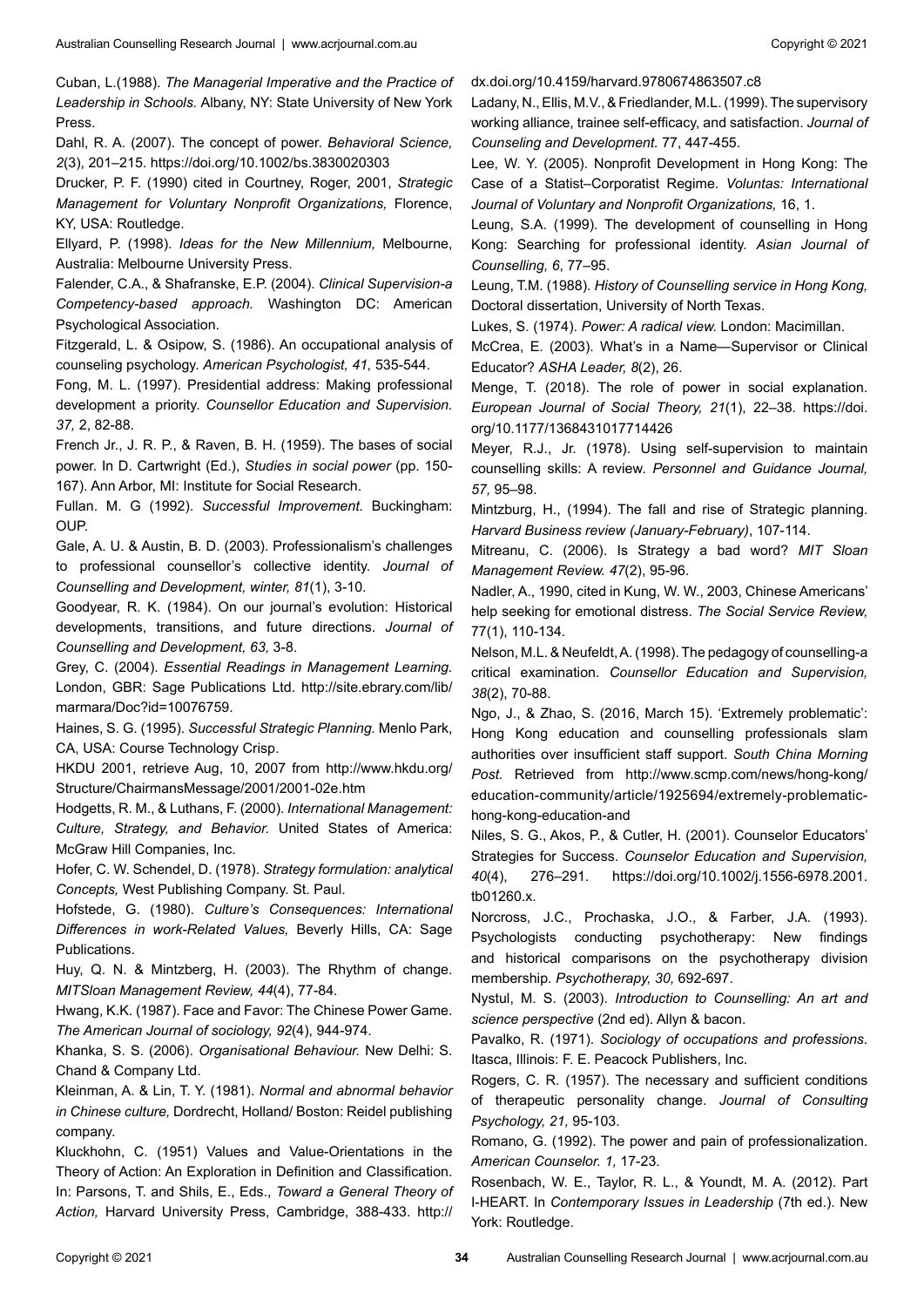Cuban, L.(1988). *The Managerial Imperative and the Practice of Leadership in Schools.* Albany, NY: State University of New York Press.

Dahl, R. A. (2007). The concept of power. *Behavioral Science, 2*(3), 201–215. https://doi.org/10.1002/bs.3830020303

Drucker, P. F. (1990) cited in Courtney, Roger, 2001, *Strategic Management for Voluntary Nonprofit Organizations,* Florence, KY, USA: Routledge.

Ellyard, P. (1998). *Ideas for the New Millennium,* Melbourne, Australia: Melbourne University Press.

Falender, C.A., & Shafranske, E.P. (2004). *Clinical Supervision-a Competency-based approach.* Washington DC: American Psychological Association.

Fitzgerald, L. & Osipow, S. (1986). An occupational analysis of counseling psychology. *American Psychologist, 41,* 535-544.

Fong, M. L. (1997). Presidential address: Making professional development a priority. *Counsellor Education and Supervision. 37,* 2, 82-88.

French Jr., J. R. P., & Raven, B. H. (1959). The bases of social power. In D. Cartwright (Ed.), *Studies in social power* (pp. 150-167). Ann Arbor, MI: Institute for Social Research.

Fullan. M. G (1992). *Successful Improvement.* Buckingham: OUP.

Gale, A. U. & Austin, B. D. (2003). Professionalism's challenges to professional counsellor's collective identity. *Journal of Counselling and Development, winter, 81*(1), 3-10.

Goodyear, R. K. (1984). On our journal's evolution: Historical developments, transitions, and future directions. *Journal of Counselling and Development, 63,* 3-8.

Grey, C. (2004). *Essential Readings in Management Learning.* London, GBR: Sage Publications Ltd. http://site.ebrary.com/lib/marmara/Doc?id=10076759.

Haines, S. G. (1995). *Successful Strategic Planning.* Menlo Park, CA, USA: Course Technology Crisp.

HKDU 2001, retrieve Aug, 10, 2007 from http://www.hkdu.org/Structure/ChairmansMessage/2001/2001-02e.htm

Hodgetts, R. M., & Luthans, F. (2000). *International Management: Culture, Strategy, and Behavior.* United States of America: McGraw Hill Companies, Inc.

Hofer, C. W. Schendel, D. (1978). *Strategy formulation: analytical Concepts,* West Publishing Company. St. Paul.

Hofstede, G. (1980). *Culture's Consequences: International Differences in work-Related Values,* Beverly Hills, CA: Sage Publications.

Huy, Q. N. & Mintzberg, H. (2003). The Rhythm of change. *MITSloan Management Review, 44*(4), 77-84.

Hwang, K.K. (1987). Face and Favor: The Chinese Power Game. *The American Journal of sociology, 92*(4), 944-974.

Khanka, S. S. (2006). *Organisational Behaviour.* New Delhi: S. Chand & Company Ltd.

Kleinman, A. & Lin, T. Y. (1981). *Normal and abnormal behavior in Chinese culture,* Dordrecht, Holland/ Boston: Reidel publishing company.

Kluckhohn, C. (1951) Values and Value-Orientations in the Theory of Action: An Exploration in Definition and Classification. In: Parsons, T. and Shils, E., Eds., *Toward a General Theory of Action,* Harvard University Press, Cambridge, 388-433. http://dx.doi.org/10.4159/harvard.9780674863507.c8

Ladany, N., Ellis, M.V., & Friedlander, M.L. (1999). The supervisory working alliance, trainee self-efficacy, and satisfaction. *Journal of Counseling and Development.* 77, 447-455.

Lee, W. Y. (2005). Nonprofit Development in Hong Kong: The Case of a Statist–Corporatist Regime. *Voluntas: International Journal of Voluntary and Nonprofit Organizations,* 16, 1.

Leung, S.A. (1999). The development of counselling in Hong Kong: Searching for professional identity. *Asian Journal of Counselling, 6*, 77–95.

Leung, T.M. (1988). *History of Counselling service in Hong Kong,* Doctoral dissertation, University of North Texas.

Lukes, S. (1974). *Power: A radical view.* London: Macimillan.

McCrea, E. (2003). What's in a Name—Supervisor or Clinical Educator? *ASHA Leader, 8*(2), 26.

Menge, T. (2018). The role of power in social explanation. *European Journal of Social Theory, 21*(1), 22–38. https://doi.org/10.1177/1368431017714426

Meyer, R.J., Jr. (1978). Using self-supervision to maintain counselling skills: A review. *Personnel and Guidance Journal, 57,* 95–98.

Mintzburg, H., (1994). The fall and rise of Strategic planning. *Harvard Business review (January-February)*, 107-114.

Mitreanu, C. (2006). Is Strategy a bad word? *MIT Sloan Management Review. 47*(2), 95-96.

Nadler, A., 1990, cited in Kung, W. W., 2003, Chinese Americans' help seeking for emotional distress. *The Social Service Review,* 77(1), 110-134.

Nelson, M.L. & Neufeldt, A. (1998). The pedagogy of counselling-a critical examination. *Counsellor Education and Supervision, 38*(2), 70-88.

Ngo, J., & Zhao, S. (2016, March 15). 'Extremely problematic': Hong Kong education and counselling professionals slam authorities over insufficient staff support. *South China Morning Post.* Retrieved from http://www.scmp.com/news/hong-kong/education-community/article/1925694/extremely-problematic-hong-kong-education-and

Niles, S. G., Akos, P., & Cutler, H. (2001). Counselor Educators' Strategies for Success. *Counselor Education and Supervision, 40*(4), 276–291. https://doi.org/10.1002/j.1556-6978.2001.tb01260.x.

Norcross, J.C., Prochaska, J.O., & Farber, J.A. (1993). Psychologists conducting psychotherapy: New findings and historical comparisons on the psychotherapy division membership. *Psychotherapy, 30,* 692-697.

Nystul, M. S. (2003). *Introduction to Counselling: An art and science perspective* (2nd ed). Allyn & bacon.

Pavalko, R. (1971). *Sociology of occupations and professions.* Itasca, Illinois: F. E. Peacock Publishers, Inc.

Rogers, C. R. (1957). The necessary and sufficient conditions of therapeutic personality change. *Journal of Consulting Psychology, 21,* 95-103.

Romano, G. (1992). The power and pain of professionalization. *American Counselor. 1,* 17-23.

Rosenbach, W. E., Taylor, R. L., & Youndt, M. A. (2012). Part I-HEART. In *Contemporary Issues in Leadership* (7th ed.). New York: Routledge.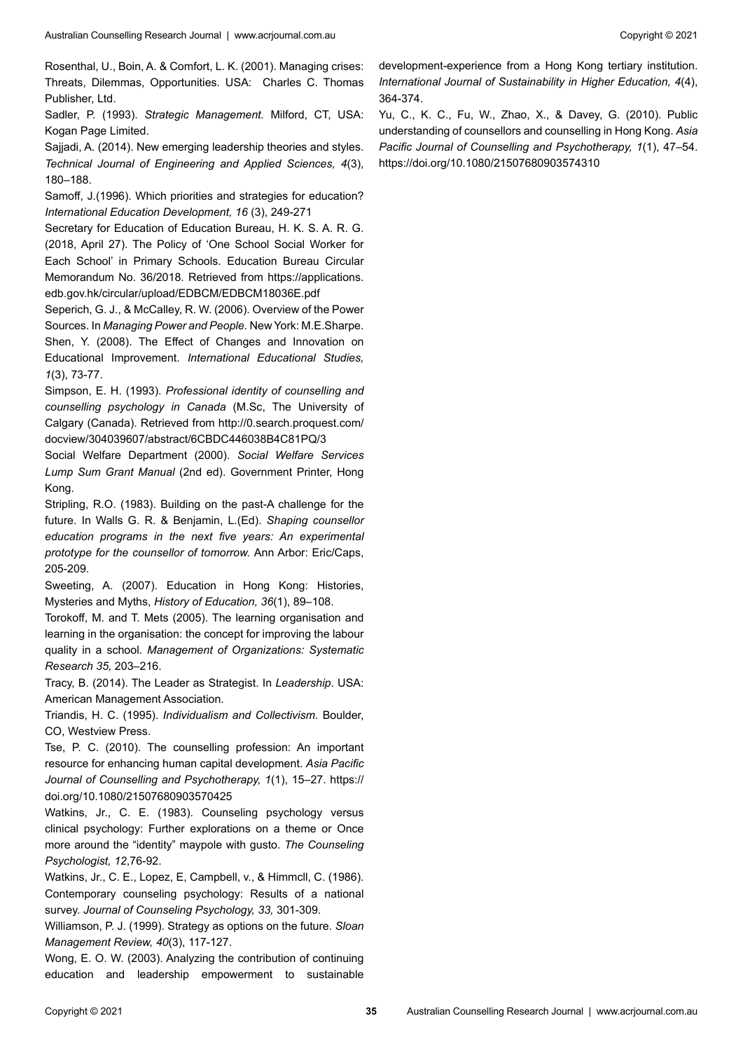Rosenthal, U., Boin, A. & Comfort, L. K. (2001). Managing crises: Threats, Dilemmas, Opportunities. USA: Charles C. Thomas Publisher, Ltd.

Sadler, P. (1993). *Strategic Management.* Milford, CT, USA: Kogan Page Limited.

Sajjadi, A. (2014). New emerging leadership theories and styles. *Technical Journal of Engineering and Applied Sciences, 4*(3), 180–188.

Samoff, J.(1996). Which priorities and strategies for education? *International Education Development, 16* (3), 249-271

Secretary for Education of Education Bureau, H. K. S. A. R. G. (2018, April 27). The Policy of 'One School Social Worker for Each School' in Primary Schools. Education Bureau Circular Memorandum No. 36/2018. Retrieved from https://applications.edb.gov.hk/circular/upload/EDBCM/EDBCM18036E.pdf

Seperich, G. J., & McCalley, R. W. (2006). Overview of the Power Sources. In *Managing Power and People.* New York: M.E.Sharpe.

Shen, Y. (2008). The Effect of Changes and Innovation on Educational Improvement. *International Educational Studies, 1*(3), 73-77.

Simpson, E. H. (1993). *Professional identity of counselling and counselling psychology in Canada* (M.Sc, The University of Calgary (Canada). Retrieved from http://0.search.proquest.com/docview/304039607/abstract/6CBDC446038B4C81PQ/3

Social Welfare Department (2000). *Social Welfare Services Lump Sum Grant Manual* (2nd ed). Government Printer, Hong Kong.

Stripling, R.O. (1983). Building on the past-A challenge for the future. In Walls G. R. & Benjamin, L.(Ed). *Shaping counsellor education programs in the next five years: An experimental prototype for the counsellor of tomorrow.* Ann Arbor: Eric/Caps, 205-209.

Sweeting, A. (2007). Education in Hong Kong: Histories, Mysteries and Myths, *History of Education, 36*(1), 89–108.

Torokoff, M. and T. Mets (2005). The learning organisation and learning in the organisation: the concept for improving the labour quality in a school. *Management of Organizations: Systematic Research 35,* 203–216.

Tracy, B. (2014). The Leader as Strategist. In *Leadership*. USA: American Management Association.

Triandis, H. C. (1995). *Individualism and Collectivism.* Boulder, CO, Westview Press.

Tse, P. C. (2010). The counselling profession: An important resource for enhancing human capital development. *Asia Pacific Journal of Counselling and Psychotherapy, 1*(1), 15–27. https://doi.org/10.1080/21507680903570425

Watkins, Jr., C. E. (1983). Counseling psychology versus clinical psychology: Further explorations on a theme or Once more around the "identity" maypole with gusto. *The Counseling Psychologist, 12*,76-92.

Watkins, Jr., C. E., Lopez, E, Campbell, v., & Himmcll, C. (1986). Contemporary counseling psychology: Results of a national survey. *Journal of Counseling Psychology, 33,* 301-309.

Williamson, P. J. (1999). Strategy as options on the future. *Sloan Management Review, 40*(3), 117-127.

Wong, E. O. W. (2003). Analyzing the contribution of continuing education and leadership empowerment to sustainable development-experience from a Hong Kong tertiary institution. *International Journal of Sustainability in Higher Education, 4*(4), 364-374.

Yu, C., K. C., Fu, W., Zhao, X., & Davey, G. (2010). Public understanding of counsellors and counselling in Hong Kong. *Asia Pacific Journal of Counselling and Psychotherapy, 1*(1), 47–54. https://doi.org/10.1080/21507680903574310